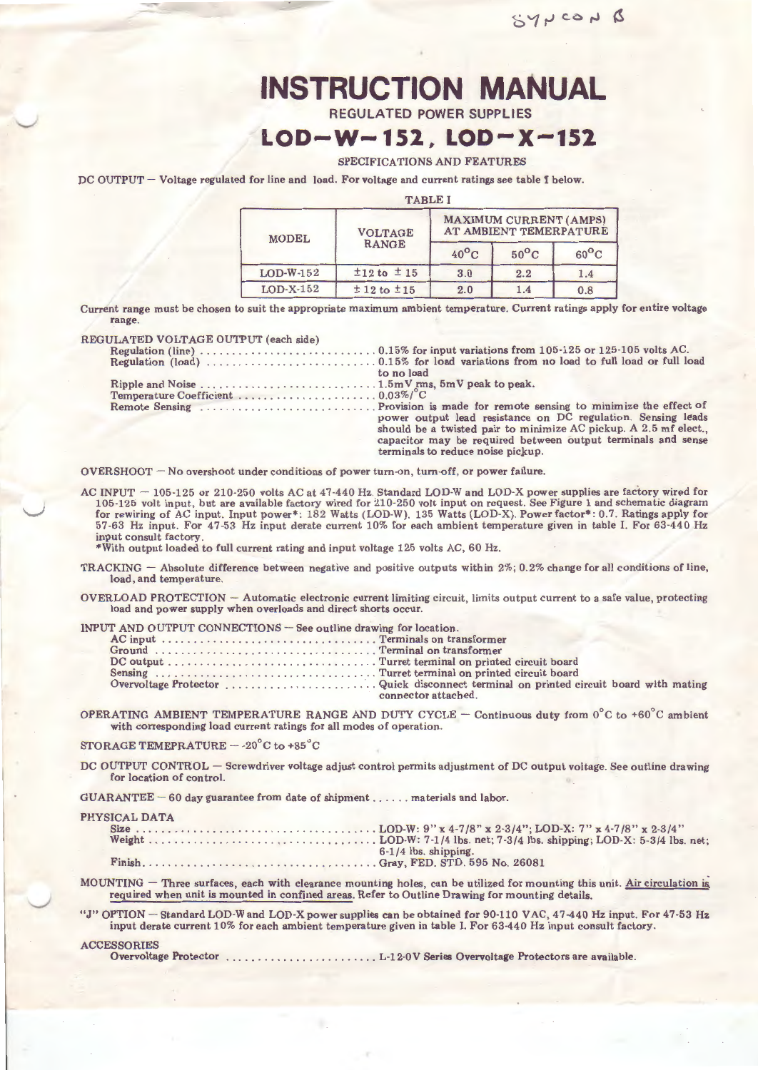SYNCON B

# INSTRUCTION MANUAL

### REGULATED POWER SUPPLIES

## LOD-W-152, LOD-X-152

### SPECIFICATIONS AND FEATURES

DC OUTPUT — Voltage regulated for line and load. For voltage and current ratings see table I below.

TABLE I

| MODEL | VOLTAGE RANGE | MAXIMUM CURRENT (AMPS) AT AMBIENT TEMERPATURE | | |
|---|---|---|---|---|
| | | 40°C | 50°C | 60°C |
| LOD-W-152 | ±12 to ±15 | 3.0 | 2.2 | 1.4 |
| LOD-X-152 | ±12 to ±15 | 2.0 | 1.4 | 0.8 |

Current range must be chosen to suit the appropriate maximum ambient temperature. Current ratings apply for entire voltage range.

REGULATED VOLTAGE OUTPUT (each side)

- Regulation (line) .......... 0.15% for input variations from 105-125 or 125-105 volts AC.
- Regulation (load) .......... 0.15% for load variations from no load to full load or full load to no load
- Ripple and Noise .......... 1.5mV rms, 5mV peak to peak.
- Temperature Coefficient .......... 0.03%/°C
- Remote Sensing .......... Provision is made for remote sensing to minimize the effect of power output lead resistance on DC regulation. Sensing leads should be a twisted pair to minimize AC pickup. A 2.5 mf elect., capacitor may be required between output terminals and sense terminals to reduce noise pickup.

OVERSHOOT — No overshoot under conditions of power turn-on, turn-off, or power failure.

AC INPUT — 105-125 or 210-250 volts AC at 47-440 Hz. Standard LOD-W and LOD-X power supplies are factory wired for 105-125 volt input, but are available factory wired for 210-250 volt input on request. See Figure 1 and schematic diagram for rewiring of AC input. Input power*: 182 Watts (LOD-W). 135 Watts (LOD-X). Power factor*: 0.7. Ratings apply for 57-63 Hz input. For 47-53 Hz input derate current 10% for each ambient temperature given in table I. For 63-440 Hz input consult factory.

*With output loaded to full current rating and input voltage 125 volts AC, 60 Hz.

TRACKING — Absolute difference between negative and positive outputs within 2%; 0.2% change for all conditions of line, load, and temperature.

OVERLOAD PROTECTION — Automatic electronic current limiting circuit, limits output current to a safe value, protecting load and power supply when overloads and direct shorts occur.

INPUT AND OUTPUT CONNECTIONS — See outline drawing for location.

- AC input .......... Terminals on transformer
- Ground .......... Terminal on transformer
- DC output .......... Turret terminal on printed circuit board
- Sensing .......... Turret terminal on printed circuit board
- Overvoltage Protector .......... Quick disconnect terminal on printed circuit board with mating connector attached.

OPERATING AMBIENT TEMPERATURE RANGE AND DUTY CYCLE — Continuous duty from 0°C to +60°C ambient with corresponding load current ratings for all modes of operation.

STORAGE TEMEPRATURE — -20°C to +85°C

DC OUTPUT CONTROL — Screwdriver voltage adjust control permits adjustment of DC output voltage. See outline drawing for location of control.

GUARANTEE — 60 day guarantee from date of shipment ...... materials and labor.

PHYSICAL DATA

- Size .......... LOD-W: 9" x 4-7/8" x 2-3/4"; LOD-X: 7" x 4-7/8" x 2-3/4"
- Weight .......... LOD-W: 7-1/4 lbs. net; 7-3/4 lbs. shipping; LOD-X: 5-3/4 lbs. net; 6-1/4 lbs. shipping.
- Finish .......... Gray, FED. STD. 595 No. 26081

MOUNTING — Three surfaces, each with clearance mounting holes, can be utilized for mounting this unit. Air circulation is required when unit is mounted in confined areas. Refer to Outline Drawing for mounting details.

"J" OPTION — Standard LOD-W and LOD-X power supplies can be obtained for 90-110 VAC, 47-440 Hz input. For 47-53 Hz input derate current 10% for each ambient temperature given in table I. For 63-440 Hz input consult factory.

ACCESSORIES

- Overvoltage Protector .......... L-12-OV Series Overvoltage Protectors are available.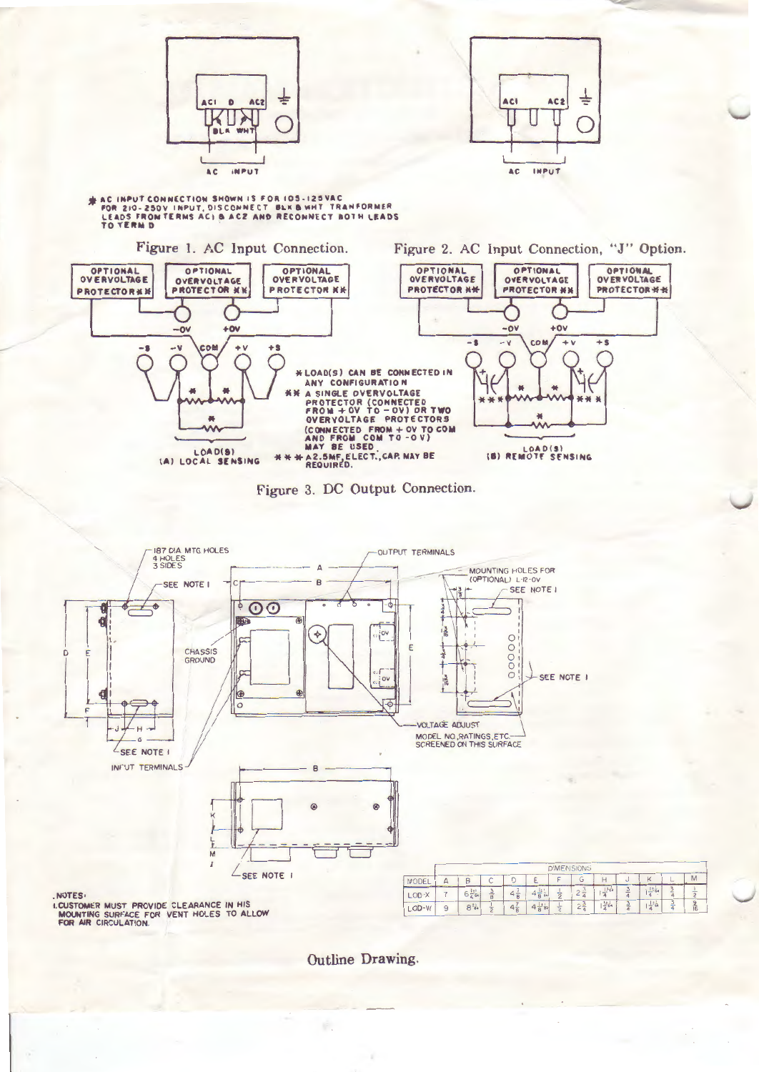* AC INPUT CONNECTION SHOWN IS FOR 105-125VAC FOR 210-250V INPUT, DISCONNECT BLK & WHT TRANSFORMER LEADS FROM TERMS AC1 & AC2 AND RECONNECT BOTH LEADS TO TERM D

Figure 1. AC Input Connection.

Figure 2. AC Input Connection, "J" Option.

* LOAD(S) CAN BE CONNECTED IN ANY CONFIGURATION

** A SINGLE OVERVOLTAGE PROTECTOR (CONNECTED FROM +OV TO -OV) OR TWO OVERVOLTAGE PROTECTORS (CONNECTED FROM +OV TO COM AND FROM COM TO -OV) MAY BE USED.

*** A 2.5MF, ELECT., CAP. MAY BE REQUIRED.

(A) LOCAL SENSING

(B) REMOTE SENSING

Figure 3. DC Output Connection.

NOTES:

1. CUSTOMER MUST PROVIDE CLEARANCE IN HIS MOUNTING SURFACE FOR VENT HOLES TO ALLOW FOR AIR CIRCULATION.

| MODEL | DIMENSIONS | | | | | | | | | | | |
|---|---|---|---|---|---|---|---|---|---|---|---|---|
| | A | B | C | D | E | F | G | H | J | K | L | M |
| LOD-X | 7 | $6\frac{31}{64}$ | $\frac{3}{8}$ | $4\frac{7}{8}$ | $4\frac{11}{64}$ | $\frac{1}{2}$ | $2\frac{3}{4}$ | $1\frac{13}{64}$ | $\frac{3}{4}$ | $1\frac{13}{64}$ | $\frac{3}{4}$ | $\frac{1}{2}$ |
| LOD-W | 9 | $8\frac{31}{64}$ | $\frac{1}{2}$ | $4\frac{7}{8}$ | $4\frac{11}{64}$ | $\frac{1}{2}$ | $2\frac{3}{4}$ | $1\frac{13}{64}$ | $\frac{3}{4}$ | $1\frac{13}{64}$ | $\frac{3}{4}$ | $\frac{9}{16}$ |

Outline Drawing.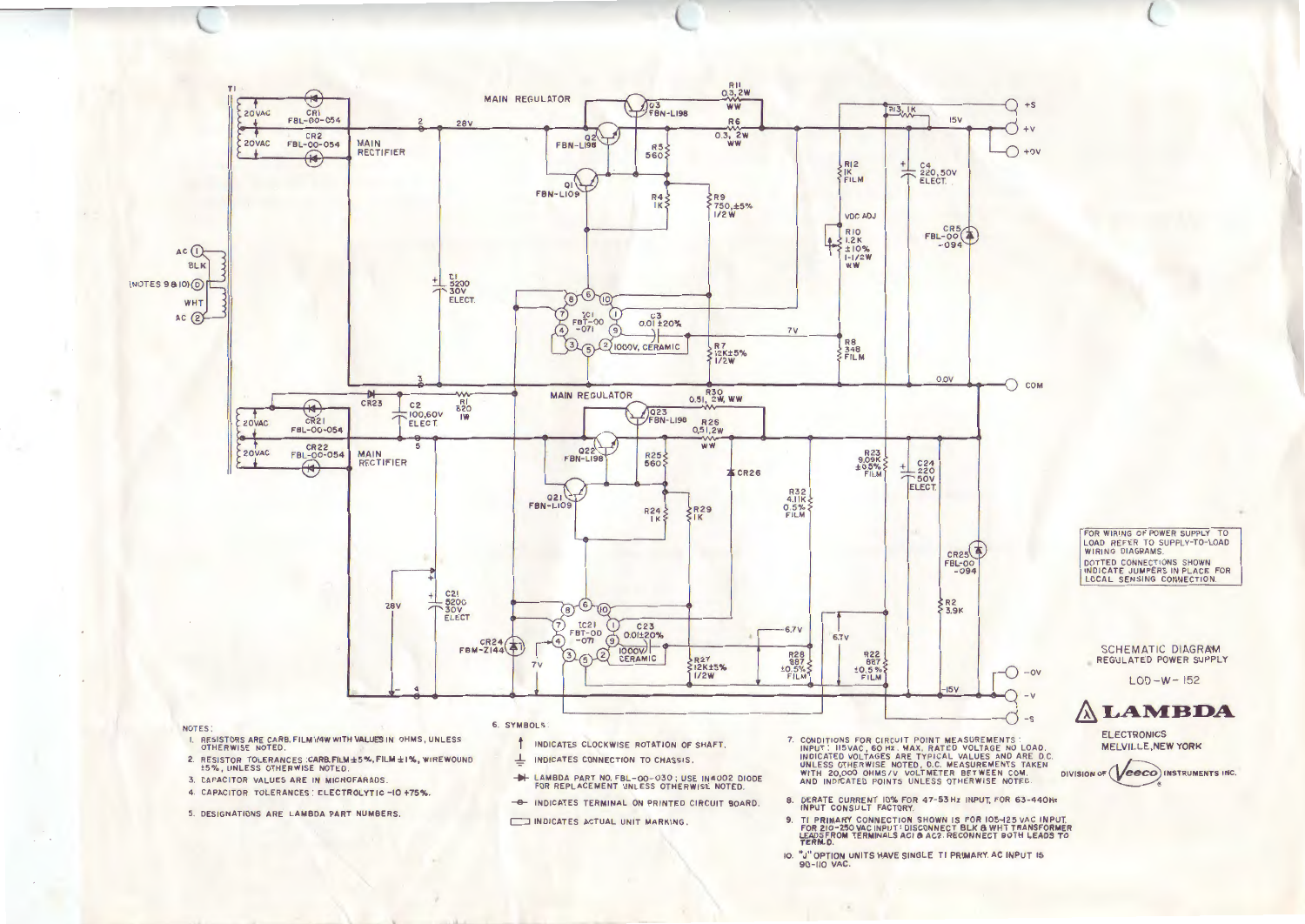## SCHEMATIC DIAGRAM REGULATED POWER SUPPLY

LOD-W-152

**LAMBDA**

ELECTRONICS
MELVILLE, NEW YORK

DIVISION OF Veeco INSTRUMENTS INC.

FOR WIRING OF POWER SUPPLY TO LOAD REFER TO SUPPLY-TO-LOAD WIRING DIAGRAMS.
DOTTED CONNECTIONS SHOWN INDICATE JUMPERS IN PLACE FOR LOCAL SENSING CONNECTION.

NOTES:

1. RESISTORS ARE CARB. FILM 1/4W WITH VALUES IN OHMS, UNLESS OTHERWISE NOTED.
2. RESISTOR TOLERANCES: CARB. FILM ±5%, FILM ±1%, WIREWOUND ±5%, UNLESS OTHERWISE NOTED.
3. CAPACITOR VALUES ARE IN MICROFARADS.
4. CAPACITOR TOLERANCES: ELECTROLYTIC -10 +75%.
5. DESIGNATIONS ARE LAMBDA PART NUMBERS.
6. SYMBOLS:
   - INDICATES CLOCKWISE ROTATION OF SHAFT.
   - INDICATES CONNECTION TO CHASSIS.
   - LAMBDA PART NO. FBL-00-030; USE IN4002 DIODE FOR REPLACEMENT UNLESS OTHERWISE NOTED.
   - INDICATES TERMINAL ON PRINTED CIRCUIT BOARD.
   - INDICATES ACTUAL UNIT MARKING.
7. CONDITIONS FOR CIRCUIT POINT MEASUREMENTS: INPUT: 115VAC, 60 Hz. MAX. RATED VOLTAGE NO LOAD. INDICATED VOLTAGES ARE TYPICAL VALUES AND ARE D.C. UNLESS OTHERWISE NOTED. D.C. MEASUREMENTS TAKEN WITH 20,000 OHMS/V VOLTMETER BETWEEN COM. AND INDICATED POINTS UNLESS OTHERWISE NOTED.
8. DERATE CURRENT 10% FOR 47-53Hz INPUT, FOR 63-440Hz INPUT CONSULT FACTORY.
9. T1 PRIMARY CONNECTION SHOWN IS FOR 105-125 VAC INPUT. FOR 210-250 VAC INPUT: DISCONNECT BLK & WHT TRANSFORMER LEADS FROM TERMINALS AC1 & AC2. RECONNECT BOTH LEADS TO TERM. D.
10. "J" OPTION UNITS HAVE SINGLE T1 PRIMARY. AC INPUT IS 90-110 VAC.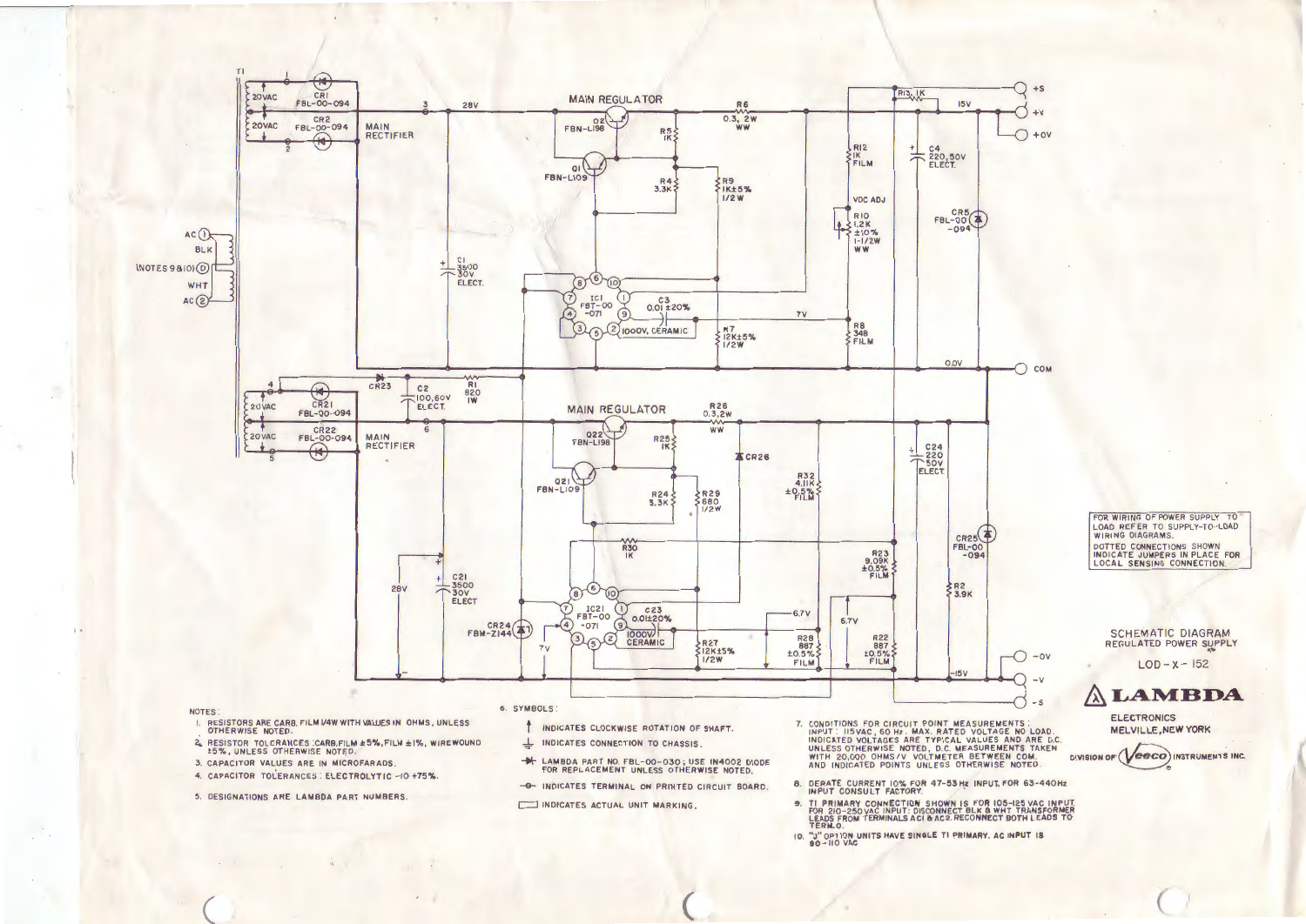NOTES:

1. RESISTORS ARE CARB. FILM 1/4W WITH VALUES IN OHMS, UNLESS OTHERWISE NOTED.
2. RESISTOR TOLERANCES: CARB. FILM ±5%, FILM ±1%, WIREWOUND ±5%, UNLESS OTHERWISE NOTED.
3. CAPACITOR VALUES ARE IN MICROFARADS.
4. CAPACITOR TOLERANCES: ELECTROLYTIC -10 +75%.
5. DESIGNATIONS ARE LAMBDA PART NUMBERS.
6. SYMBOLS:
   - INDICATES CLOCKWISE ROTATION OF SHAFT.
   - INDICATES CONNECTION TO CHASSIS.
   - LAMBDA PART NO. FBL-00-030; USE IN4002 DIODE FOR REPLACEMENT UNLESS OTHERWISE NOTED.
   - INDICATES TERMINAL ON PRINTED CIRCUIT BOARD.
   - INDICATES ACTUAL UNIT MARKING.
7. CONDITIONS FOR CIRCUIT POINT MEASUREMENTS: INPUT: 115VAC, 60 Hz. MAX. RATED VOLTAGE NO LOAD. INDICATED VOLTAGES ARE TYPICAL VALUES AND ARE D.C. UNLESS OTHERWISE NOTED. D.C. MEASUREMENTS TAKEN WITH 20,000 OHMS/V VOLTMETER BETWEEN COM. AND INDICATED POINTS UNLESS OTHERWISE NOTED.
8. DERATE CURRENT 10% FOR 47-53 Hz INPUT, FOR 63-440Hz INPUT CONSULT FACTORY.
9. T1 PRIMARY CONNECTION SHOWN IS FOR 105-125 VAC INPUT. FOR 210-250 VAC INPUT: DISCONNECT BLK & WHT TRANSFORMER LEADS FROM TERMINALS AC1 & AC2. RECONNECT BOTH LEADS TO TERM. D.
10. "J" OPTION UNITS HAVE SINGLE T1 PRIMARY. AC INPUT IS 90-110 VAC

FOR WIRING OF POWER SUPPLY TO LOAD REFER TO SUPPLY-TO-LOAD WIRING DIAGRAMS.

DOTTED CONNECTIONS SHOWN INDICATE JUMPERS IN PLACE FOR LOCAL SENSING CONNECTION.

SCHEMATIC DIAGRAM
REGULATED POWER SUPPLY

LOD-X-152

LAMBDA
ELECTRONICS
MELVILLE, NEW YORK

DIVISION OF Veeco INSTRUMENTS INC.

T1
20VAC
20VAC
CR1 FBL-00-094
CR2 FBL-00-094
MAIN RECTIFIER
28V
MAIN REGULATOR
Q2 FBN-L198
Q1 FBN-L109
R5 1K
R4 3.3K
R6 0.3, 2W WW
R9 1K±5% 1/2W
C1 3500 30V ELECT.
IC1 FBT-00-071
C3 0.01 ±20% 1000V, CERAMIC
R7 12K±5% 1/2W
7V
R13, 1K
15V
R12 1K FILM
VDC ADJ
R10 1.2K ±10% 1-1/2W WW
R8 348 FILM
C4 220, 50V ELECT.
CR5 FBL-00-094
+S
+V
+OV
0.0V
COM
AC 1
BLK
(NOTES 9 & 10) D
WHT
AC 2
20VAC
20VAC
CR23
C2 100, 60V ELECT.
R1 820 1W
CR21 FBL-00-094
CR22 FBL-00-094
MAIN RECTIFIER
MAIN REGULATOR
Q22 FBN-L198
Q21 FBN-L109
R25 1K
R24 3.3K
R26 0.3, 2W WW
R29 680 1/2W
CR26
R32 4.11K ±0.5% FILM
C24 220 50V ELECT
CR25 FBL-00-094
R30 1K
28V
C21 3500 30V ELECT
CR24 FBM-Z144
7V
IC21 FBT-00-071
C23 0.01±20% 1000V CERAMIC
R27 12K±5% 1/2W
6.7V
5.7V
R28 887 ±0.5% FILM
R23 9.09K ±0.5% FILM
R22 887 ±0.5% FILM
R2 3.9K
-15V
-OV
-V
-S